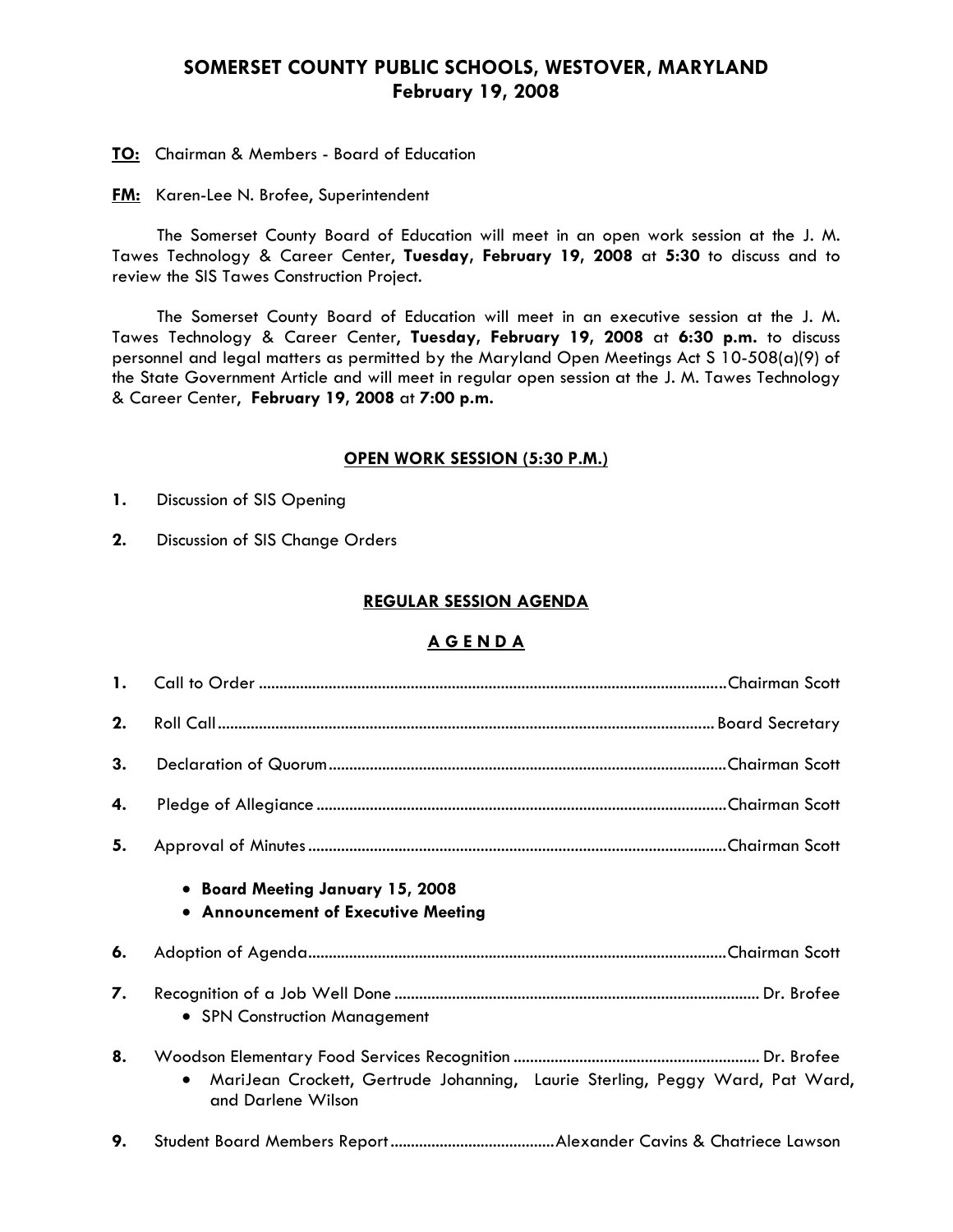# SOMERSET COUNTY PUBLIC SCHOOLS, WESTOVER, MARYLAND
## February 19, 2008

**TO:** Chairman & Members - Board of Education

**FM:** Karen-Lee N. Brofee, Superintendent

The Somerset County Board of Education will meet in an open work session at the J. M. Tawes Technology & Career Center**, Tuesday, February 19, 2008** at **5:30** to discuss and to review the SIS Tawes Construction Project.

The Somerset County Board of Education will meet in an executive session at the J. M. Tawes Technology & Career Center**, Tuesday, February 19, 2008** at **6:30 p.m.** to discuss personnel and legal matters as permitted by the Maryland Open Meetings Act S 10-508(a)(9) of the State Government Article and will meet in regular open session at the J. M. Tawes Technology & Career Center**, February 19, 2008** at **7:00 p.m.**

### OPEN WORK SESSION (5:30 P.M.)

**1.** Discussion of SIS Opening

**2.** Discussion of SIS Change Orders

### REGULAR SESSION AGENDA

### A G E N D A

**1.** Call to Order ........................................ Chairman Scott

**2.** Roll Call ........................................ Board Secretary

**3.** Declaration of Quorum ........................................ Chairman Scott

**4.** Pledge of Allegiance ........................................ Chairman Scott

**5.** Approval of Minutes ........................................ Chairman Scott

- **Board Meeting January 15, 2008**
- **Announcement of Executive Meeting**

**6.** Adoption of Agenda ........................................ Chairman Scott

**7.** Recognition of a Job Well Done ........................................ Dr. Brofee

- SPN Construction Management

**8.** Woodson Elementary Food Services Recognition ........................................ Dr. Brofee

- MariJean Crockett, Gertrude Johanning, Laurie Sterling, Peggy Ward, Pat Ward, and Darlene Wilson

**9.** Student Board Members Report ........................................ Alexander Cavins & Chatriece Lawson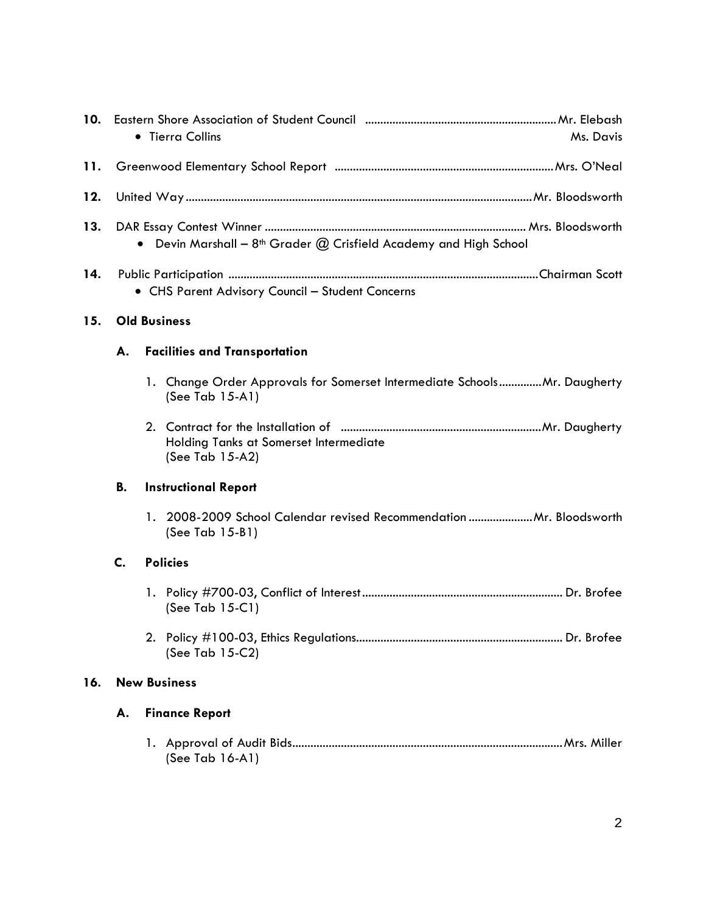10. Eastern Shore Association of Student Council ............................................................... Mr. Elebash
    - Tierra Collins — Ms. Davis

11. Greenwood Elementary School Report ....................................................................... Mrs. O'Neal

12. United Way ................................................................................................................ Mr. Bloodsworth

13. DAR Essay Contest Winner ..................................................................................... Mrs. Bloodsworth
    - Devin Marshall – 8th Grader @ Crisfield Academy and High School

14. Public Participation ....................................................................................................Chairman Scott
    - CHS Parent Advisory Council – Student Concerns

**15. Old Business**

**A. Facilities and Transportation**

1. Change Order Approvals for Somerset Intermediate Schools .............Mr. Daugherty
   (See Tab 15-A1)

2. Contract for the Installation of ..................................................................Mr. Daugherty
   Holding Tanks at Somerset Intermediate
   (See Tab 15-A2)

**B. Instructional Report**

1. 2008-2009 School Calendar revised Recommendation .....................Mr. Bloodsworth
   (See Tab 15-B1)

**C. Policies**

1. Policy #700-03, Conflict of Interest................................................................. Dr. Brofee
   (See Tab 15-C1)

2. Policy #100-03, Ethics Regulations................................................................... Dr. Brofee
   (See Tab 15-C2)

**16. New Business**

**A. Finance Report**

1. Approval of Audit Bids........................................................................................Mrs. Miller
   (See Tab 16-A1)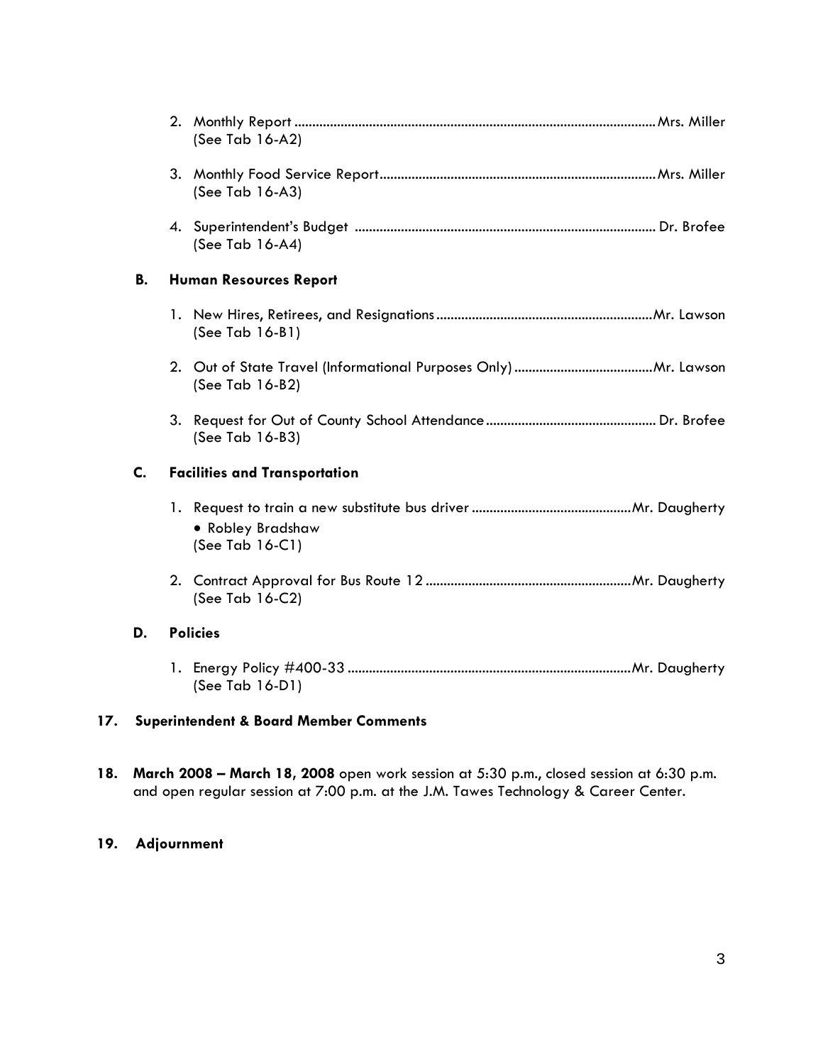2. Monthly Report ........................................................................................................ Mrs. Miller
   (See Tab 16-A2)

3. Monthly Food Service Report............................................................................... Mrs. Miller
   (See Tab 16-A3)

4. Superintendent's Budget ....................................................................................... Dr. Brofee
   (See Tab 16-A4)

**B. Human Resources Report**

1. New Hires, Retirees, and Resignations................................................................ Mr. Lawson
   (See Tab 16-B1)

2. Out of State Travel (Informational Purposes Only)........................................ Mr. Lawson
   (See Tab 16-B2)

3. Request for Out of County School Attendance................................................ Dr. Brofee
   (See Tab 16-B3)

**C. Facilities and Transportation**

1. Request to train a new substitute bus driver ............................................. Mr. Daugherty
   - Robley Bradshaw

   (See Tab 16-C1)

2. Contract Approval for Bus Route 12 ............................................................ Mr. Daugherty
   (See Tab 16-C2)

**D. Policies**

1. Energy Policy #400-33 ................................................................................... Mr. Daugherty
   (See Tab 16-D1)

**17. Superintendent & Board Member Comments**

**18. March 2008 – March 18, 2008** open work session at 5:30 p.m., closed session at 6:30 p.m. and open regular session at 7:00 p.m. at the J.M. Tawes Technology & Career Center.

**19. Adjournment**